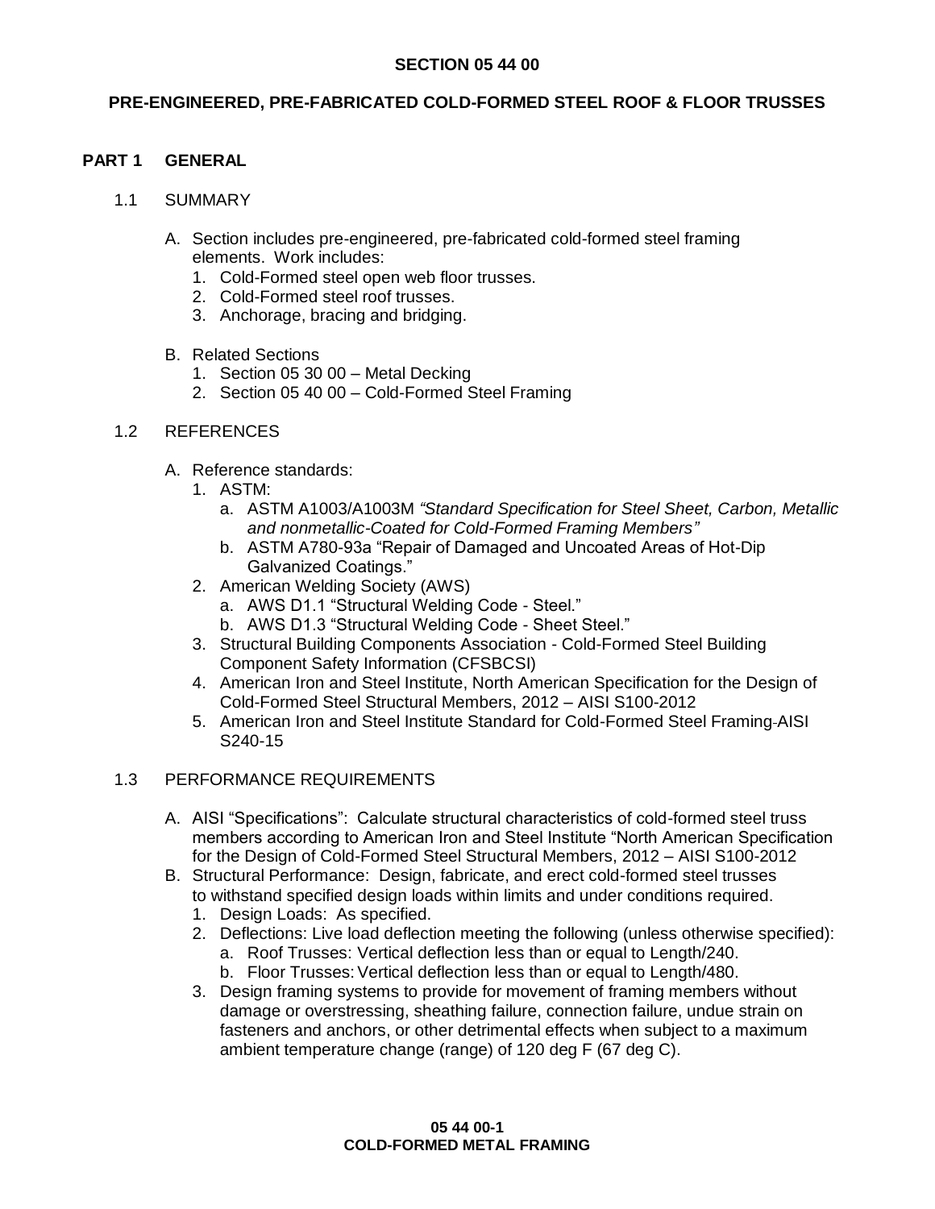# SECTION 05 44 00

## PRE-ENGINEERED, PRE-FABRICATED COLD-FORMED STEEL ROOF & FLOOR TRUSSES

## PART 1 GENERAL

### 1.1 SUMMARY

A. Section includes pre-engineered, pre-fabricated cold-formed steel framing elements. Work includes:
   1. Cold-Formed steel open web floor trusses.
   2. Cold-Formed steel roof trusses.
   3. Anchorage, bracing and bridging.

B. Related Sections
   1. Section 05 30 00 – Metal Decking
   2. Section 05 40 00 – Cold-Formed Steel Framing

### 1.2 REFERENCES

A. Reference standards:
   1. ASTM:
      a. ASTM A1003/A1003M *"Standard Specification for Steel Sheet, Carbon, Metallic and nonmetallic-Coated for Cold-Formed Framing Members"*
      b. ASTM A780-93a "Repair of Damaged and Uncoated Areas of Hot-Dip Galvanized Coatings."
   2. American Welding Society (AWS)
      a. AWS D1.1 "Structural Welding Code - Steel."
      b. AWS D1.3 "Structural Welding Code - Sheet Steel."
   3. Structural Building Components Association - Cold-Formed Steel Building Component Safety Information (CFSBCSI)
   4. American Iron and Steel Institute, North American Specification for the Design of Cold-Formed Steel Structural Members, 2012 – AISI S100-2012
   5. American Iron and Steel Institute Standard for Cold-Formed Steel Framing-AISI S240-15

### 1.3 PERFORMANCE REQUIREMENTS

A. AISI "Specifications": Calculate structural characteristics of cold-formed steel truss members according to American Iron and Steel Institute "North American Specification for the Design of Cold-Formed Steel Structural Members, 2012 – AISI S100-2012

B. Structural Performance: Design, fabricate, and erect cold-formed steel trusses to withstand specified design loads within limits and under conditions required.
   1. Design Loads: As specified.
   2. Deflections: Live load deflection meeting the following (unless otherwise specified):
      a. Roof Trusses: Vertical deflection less than or equal to Length/240.
      b. Floor Trusses: Vertical deflection less than or equal to Length/480.
   3. Design framing systems to provide for movement of framing members without damage or overstressing, sheathing failure, connection failure, undue strain on fasteners and anchors, or other detrimental effects when subject to a maximum ambient temperature change (range) of 120 deg F (67 deg C).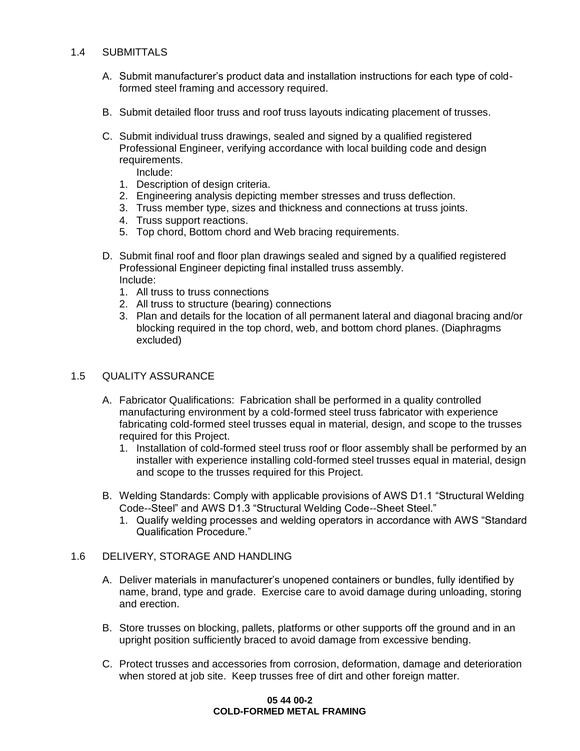## 1.4 SUBMITTALS

A. Submit manufacturer's product data and installation instructions for each type of cold-formed steel framing and accessory required.

B. Submit detailed floor truss and roof truss layouts indicating placement of trusses.

C. Submit individual truss drawings, sealed and signed by a qualified registered Professional Engineer, verifying accordance with local building code and design requirements.
   Include:
   1. Description of design criteria.
   2. Engineering analysis depicting member stresses and truss deflection.
   3. Truss member type, sizes and thickness and connections at truss joints.
   4. Truss support reactions.
   5. Top chord, Bottom chord and Web bracing requirements.

D. Submit final roof and floor plan drawings sealed and signed by a qualified registered Professional Engineer depicting final installed truss assembly.
   Include:
   1. All truss to truss connections
   2. All truss to structure (bearing) connections
   3. Plan and details for the location of all permanent lateral and diagonal bracing and/or blocking required in the top chord, web, and bottom chord planes. (Diaphragms excluded)

## 1.5 QUALITY ASSURANCE

A. Fabricator Qualifications: Fabrication shall be performed in a quality controlled manufacturing environment by a cold-formed steel truss fabricator with experience fabricating cold-formed steel trusses equal in material, design, and scope to the trusses required for this Project.
   1. Installation of cold-formed steel truss roof or floor assembly shall be performed by an installer with experience installing cold-formed steel trusses equal in material, design and scope to the trusses required for this Project.

B. Welding Standards: Comply with applicable provisions of AWS D1.1 "Structural Welding Code--Steel" and AWS D1.3 "Structural Welding Code--Sheet Steel."
   1. Qualify welding processes and welding operators in accordance with AWS "Standard Qualification Procedure."

## 1.6 DELIVERY, STORAGE AND HANDLING

A. Deliver materials in manufacturer's unopened containers or bundles, fully identified by name, brand, type and grade. Exercise care to avoid damage during unloading, storing and erection.

B. Store trusses on blocking, pallets, platforms or other supports off the ground and in an upright position sufficiently braced to avoid damage from excessive bending.

C. Protect trusses and accessories from corrosion, deformation, damage and deterioration when stored at job site. Keep trusses free of dirt and other foreign matter.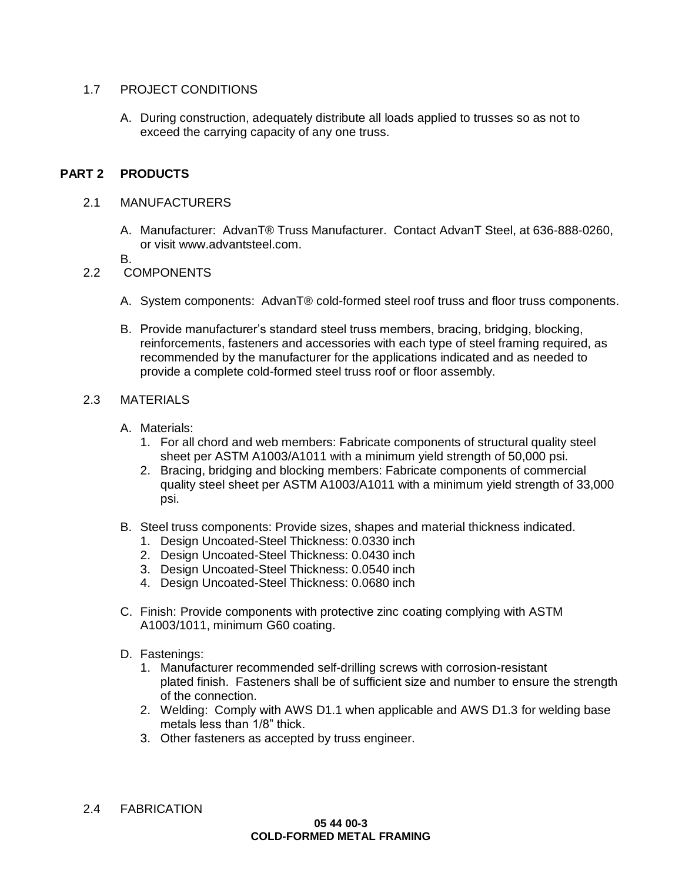1.7 PROJECT CONDITIONS

A. During construction, adequately distribute all loads applied to trusses so as not to exceed the carrying capacity of any one truss.

## PART 2 PRODUCTS

2.1 MANUFACTURERS

A. Manufacturer: AdvanT® Truss Manufacturer. Contact AdvanT Steel, at 636-888-0260, or visit www.advantsteel.com.

B.

2.2 COMPONENTS

A. System components: AdvanT® cold-formed steel roof truss and floor truss components.

B. Provide manufacturer's standard steel truss members, bracing, bridging, blocking, reinforcements, fasteners and accessories with each type of steel framing required, as recommended by the manufacturer for the applications indicated and as needed to provide a complete cold-formed steel truss roof or floor assembly.

2.3 MATERIALS

A. Materials:
   1. For all chord and web members: Fabricate components of structural quality steel sheet per ASTM A1003/A1011 with a minimum yield strength of 50,000 psi.
   2. Bracing, bridging and blocking members: Fabricate components of commercial quality steel sheet per ASTM A1003/A1011 with a minimum yield strength of 33,000 psi.

B. Steel truss components: Provide sizes, shapes and material thickness indicated.
   1. Design Uncoated-Steel Thickness: 0.0330 inch
   2. Design Uncoated-Steel Thickness: 0.0430 inch
   3. Design Uncoated-Steel Thickness: 0.0540 inch
   4. Design Uncoated-Steel Thickness: 0.0680 inch

C. Finish: Provide components with protective zinc coating complying with ASTM A1003/1011, minimum G60 coating.

D. Fastenings:
   1. Manufacturer recommended self-drilling screws with corrosion-resistant plated finish. Fasteners shall be of sufficient size and number to ensure the strength of the connection.
   2. Welding: Comply with AWS D1.1 when applicable and AWS D1.3 for welding base metals less than 1/8" thick.
   3. Other fasteners as accepted by truss engineer.

2.4 FABRICATION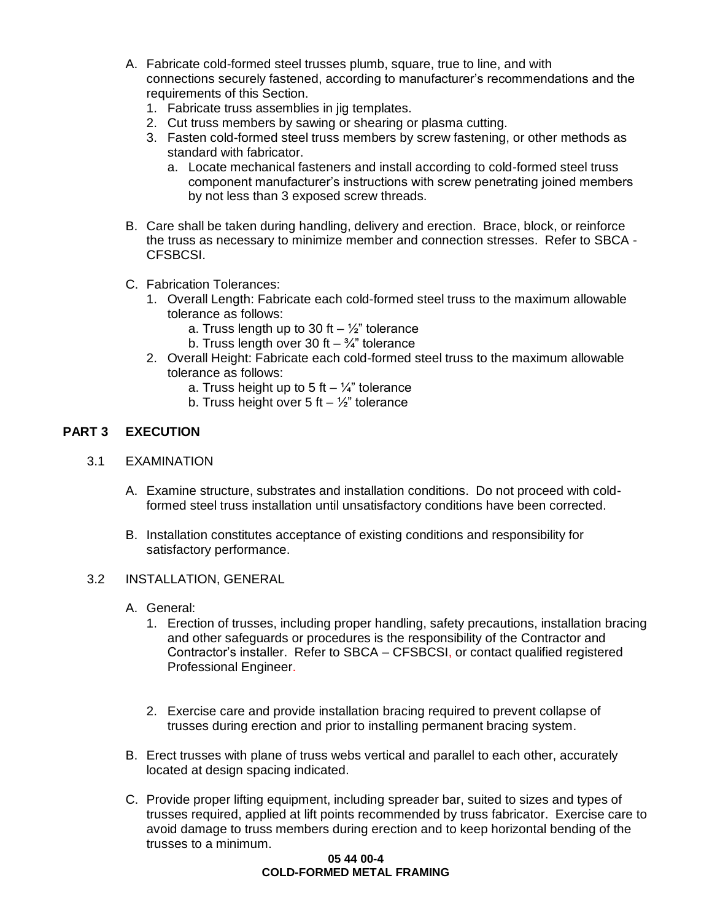A. Fabricate cold-formed steel trusses plumb, square, true to line, and with connections securely fastened, according to manufacturer's recommendations and the requirements of this Section.
   1. Fabricate truss assemblies in jig templates.
   2. Cut truss members by sawing or shearing or plasma cutting.
   3. Fasten cold-formed steel truss members by screw fastening, or other methods as standard with fabricator.
      a. Locate mechanical fasteners and install according to cold-formed steel truss component manufacturer's instructions with screw penetrating joined members by not less than 3 exposed screw threads.

B. Care shall be taken during handling, delivery and erection. Brace, block, or reinforce the truss as necessary to minimize member and connection stresses. Refer to SBCA - CFSBCSI.

C. Fabrication Tolerances:
   1. Overall Length: Fabricate each cold-formed steel truss to the maximum allowable tolerance as follows:
      a. Truss length up to 30 ft – ½" tolerance
      b. Truss length over 30 ft – ¾" tolerance
   2. Overall Height: Fabricate each cold-formed steel truss to the maximum allowable tolerance as follows:
      a. Truss height up to 5 ft – ¼" tolerance
      b. Truss height over 5 ft – ½" tolerance

## PART 3 EXECUTION

### 3.1 EXAMINATION

A. Examine structure, substrates and installation conditions. Do not proceed with cold-formed steel truss installation until unsatisfactory conditions have been corrected.

B. Installation constitutes acceptance of existing conditions and responsibility for satisfactory performance.

### 3.2 INSTALLATION, GENERAL

A. General:
   1. Erection of trusses, including proper handling, safety precautions, installation bracing and other safeguards or procedures is the responsibility of the Contractor and Contractor's installer. Refer to SBCA – CFSBCSI, or contact qualified registered Professional Engineer.
   2. Exercise care and provide installation bracing required to prevent collapse of trusses during erection and prior to installing permanent bracing system.

B. Erect trusses with plane of truss webs vertical and parallel to each other, accurately located at design spacing indicated.

C. Provide proper lifting equipment, including spreader bar, suited to sizes and types of trusses required, applied at lift points recommended by truss fabricator. Exercise care to avoid damage to truss members during erection and to keep horizontal bending of the trusses to a minimum.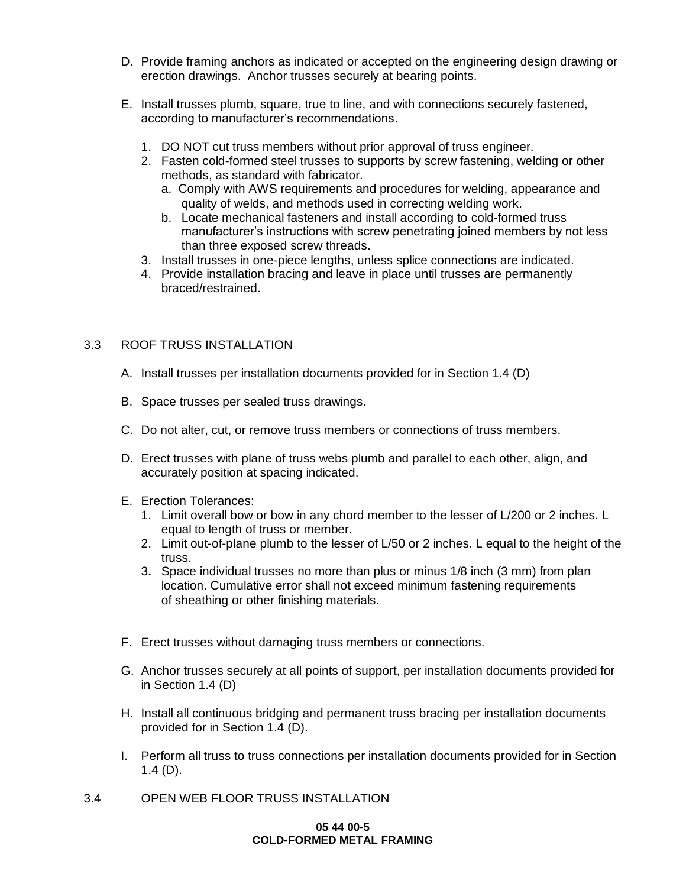D. Provide framing anchors as indicated or accepted on the engineering design drawing or erection drawings. Anchor trusses securely at bearing points.

E. Install trusses plumb, square, true to line, and with connections securely fastened, according to manufacturer's recommendations.

1. DO NOT cut truss members without prior approval of truss engineer.
2. Fasten cold-formed steel trusses to supports by screw fastening, welding or other methods, as standard with fabricator.
   a. Comply with AWS requirements and procedures for welding, appearance and quality of welds, and methods used in correcting welding work.
   b. Locate mechanical fasteners and install according to cold-formed truss manufacturer's instructions with screw penetrating joined members by not less than three exposed screw threads.
3. Install trusses in one-piece lengths, unless splice connections are indicated.
4. Provide installation bracing and leave in place until trusses are permanently braced/restrained.

## 3.3 ROOF TRUSS INSTALLATION

A. Install trusses per installation documents provided for in Section 1.4 (D)

B. Space trusses per sealed truss drawings.

C. Do not alter, cut, or remove truss members or connections of truss members.

D. Erect trusses with plane of truss webs plumb and parallel to each other, align, and accurately position at spacing indicated.

E. Erection Tolerances:
1. Limit overall bow or bow in any chord member to the lesser of L/200 or 2 inches. L equal to length of truss or member.
2. Limit out-of-plane plumb to the lesser of L/50 or 2 inches. L equal to the height of the truss.
3. Space individual trusses no more than plus or minus 1/8 inch (3 mm) from plan location. Cumulative error shall not exceed minimum fastening requirements of sheathing or other finishing materials.

F. Erect trusses without damaging truss members or connections.

G. Anchor trusses securely at all points of support, per installation documents provided for in Section 1.4 (D)

H. Install all continuous bridging and permanent truss bracing per installation documents provided for in Section 1.4 (D).

I. Perform all truss to truss connections per installation documents provided for in Section 1.4 (D).

## 3.4 OPEN WEB FLOOR TRUSS INSTALLATION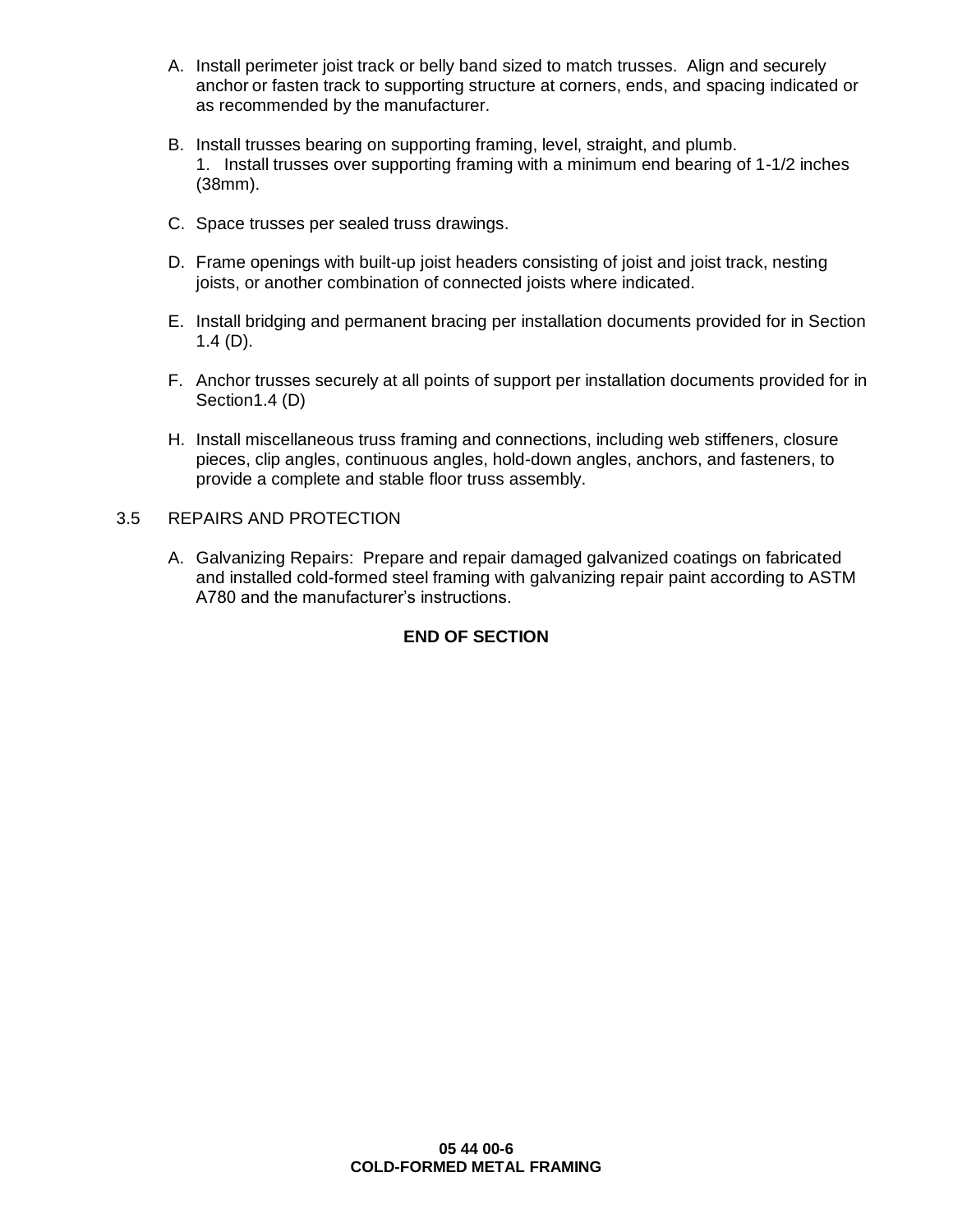A. Install perimeter joist track or belly band sized to match trusses. Align and securely anchor or fasten track to supporting structure at corners, ends, and spacing indicated or as recommended by the manufacturer.

B. Install trusses bearing on supporting framing, level, straight, and plumb.
   1. Install trusses over supporting framing with a minimum end bearing of 1-1/2 inches (38mm).

C. Space trusses per sealed truss drawings.

D. Frame openings with built-up joist headers consisting of joist and joist track, nesting joists, or another combination of connected joists where indicated.

E. Install bridging and permanent bracing per installation documents provided for in Section 1.4 (D).

F. Anchor trusses securely at all points of support per installation documents provided for in Section1.4 (D)

H. Install miscellaneous truss framing and connections, including web stiffeners, closure pieces, clip angles, continuous angles, hold-down angles, anchors, and fasteners, to provide a complete and stable floor truss assembly.

## 3.5 REPAIRS AND PROTECTION

A. Galvanizing Repairs: Prepare and repair damaged galvanized coatings on fabricated and installed cold-formed steel framing with galvanizing repair paint according to ASTM A780 and the manufacturer's instructions.

**END OF SECTION**